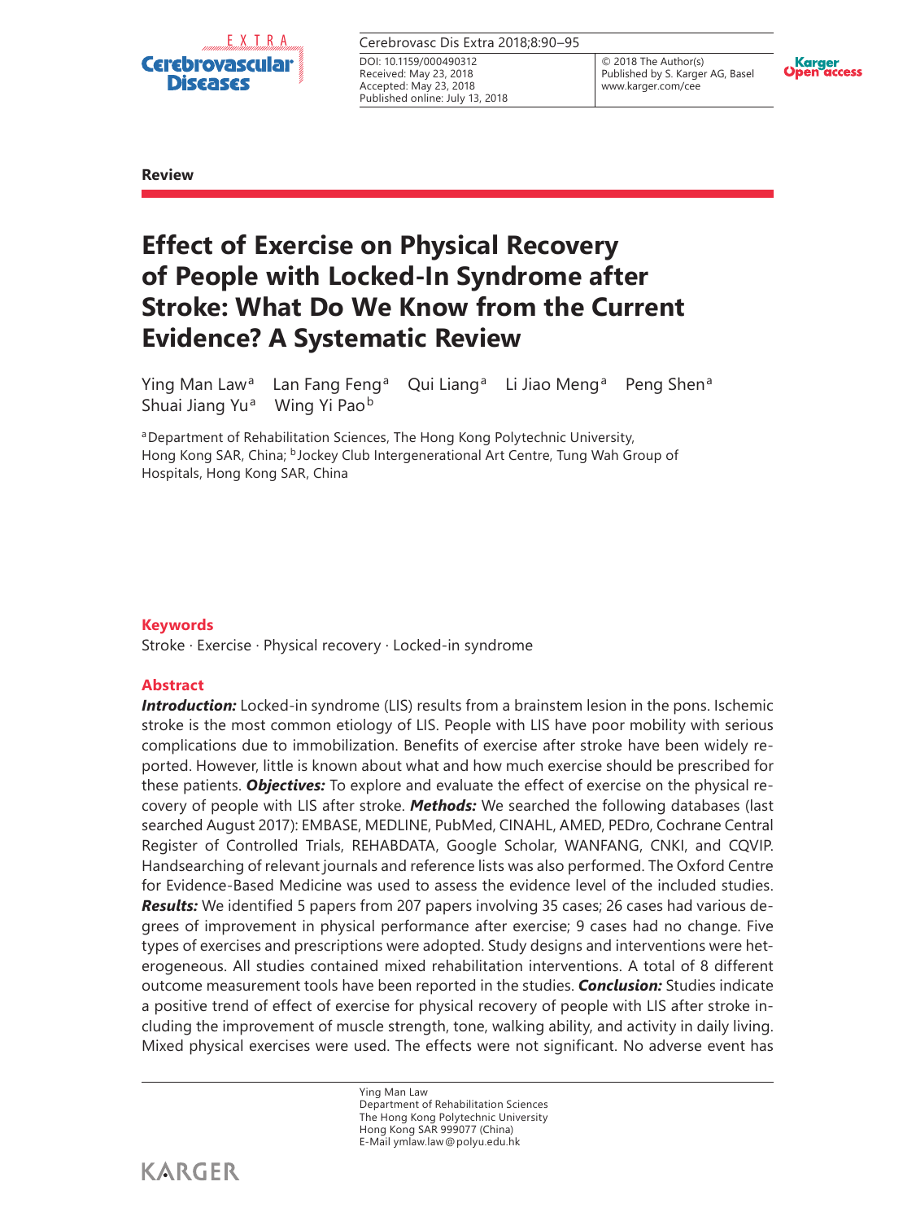**Review**

# Effect of Exercise on Physical Recovery of People with Locked-In Syndrome after Stroke: What Do We Know from the Current Evidence? A Systematic Review

Ying Man Law[a] Lan Fang Feng[a] Qui Liang[a] Li Jiao Meng[a] Peng Shen[a] Shuai Jiang Yu[a] Wing Yi Pao[b]

[a]Department of Rehabilitation Sciences, The Hong Kong Polytechnic University, Hong Kong SAR, China; [b]Jockey Club Intergenerational Art Centre, Tung Wah Group of Hospitals, Hong Kong SAR, China

### Keywords

Stroke · Exercise · Physical recovery · Locked-in syndrome

### Abstract

***Introduction:*** Locked-in syndrome (LIS) results from a brainstem lesion in the pons. Ischemic stroke is the most common etiology of LIS. People with LIS have poor mobility with serious complications due to immobilization. Benefits of exercise after stroke have been widely reported. However, little is known about what and how much exercise should be prescribed for these patients. ***Objectives:*** To explore and evaluate the effect of exercise on the physical recovery of people with LIS after stroke. ***Methods:*** We searched the following databases (last searched August 2017): EMBASE, MEDLINE, PubMed, CINAHL, AMED, PEDro, Cochrane Central Register of Controlled Trials, REHABDATA, Google Scholar, WANFANG, CNKI, and CQVIP. Handsearching of relevant journals and reference lists was also performed. The Oxford Centre for Evidence-Based Medicine was used to assess the evidence level of the included studies. ***Results:*** We identified 5 papers from 207 papers involving 35 cases; 26 cases had various degrees of improvement in physical performance after exercise; 9 cases had no change. Five types of exercises and prescriptions were adopted. Study designs and interventions were heterogeneous. All studies contained mixed rehabilitation interventions. A total of 8 different outcome measurement tools have been reported in the studies. ***Conclusion:*** Studies indicate a positive trend of effect of exercise for physical recovery of people with LIS after stroke including the improvement of muscle strength, tone, walking ability, and activity in daily living. Mixed physical exercises were used. The effects were not significant. No adverse event has

Ying Man Law
Department of Rehabilitation Sciences
The Hong Kong Polytechnic University
Hong Kong SAR 999077 (China)
E-Mail ymlaw.law@polyu.edu.hk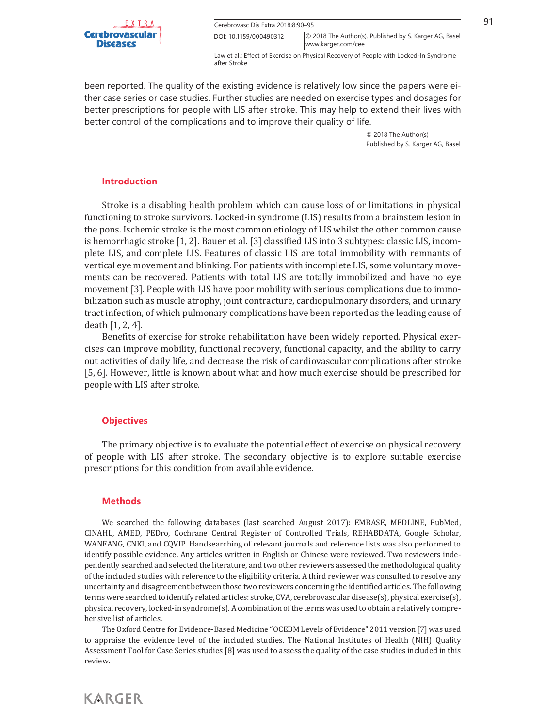been reported. The quality of the existing evidence is relatively low since the papers were either case series or case studies. Further studies are needed on exercise types and dosages for better prescriptions for people with LIS after stroke. This may help to extend their lives with better control of the complications and to improve their quality of life.

© 2018 The Author(s)
Published by S. Karger AG, Basel

## Introduction

Stroke is a disabling health problem which can cause loss of or limitations in physical functioning to stroke survivors. Locked-in syndrome (LIS) results from a brainstem lesion in the pons. Ischemic stroke is the most common etiology of LIS whilst the other common cause is hemorrhagic stroke [1, 2]. Bauer et al. [3] classified LIS into 3 subtypes: classic LIS, incomplete LIS, and complete LIS. Features of classic LIS are total immobility with remnants of vertical eye movement and blinking. For patients with incomplete LIS, some voluntary movements can be recovered. Patients with total LIS are totally immobilized and have no eye movement [3]. People with LIS have poor mobility with serious complications due to immobilization such as muscle atrophy, joint contracture, cardiopulmonary disorders, and urinary tract infection, of which pulmonary complications have been reported as the leading cause of death [1, 2, 4].

Benefits of exercise for stroke rehabilitation have been widely reported. Physical exercises can improve mobility, functional recovery, functional capacity, and the ability to carry out activities of daily life, and decrease the risk of cardiovascular complications after stroke [5, 6]. However, little is known about what and how much exercise should be prescribed for people with LIS after stroke.

## Objectives

The primary objective is to evaluate the potential effect of exercise on physical recovery of people with LIS after stroke. The secondary objective is to explore suitable exercise prescriptions for this condition from available evidence.

## Methods

We searched the following databases (last searched August 2017): EMBASE, MEDLINE, PubMed, CINAHL, AMED, PEDro, Cochrane Central Register of Controlled Trials, REHABDATA, Google Scholar, WANFANG, CNKI, and CQVIP. Handsearching of relevant journals and reference lists was also performed to identify possible evidence. Any articles written in English or Chinese were reviewed. Two reviewers independently searched and selected the literature, and two other reviewers assessed the methodological quality of the included studies with reference to the eligibility criteria. A third reviewer was consulted to resolve any uncertainty and disagreement between those two reviewers concerning the identified articles. The following terms were searched to identify related articles: stroke, CVA, cerebrovascular disease(s), physical exercise(s), physical recovery, locked-in syndrome(s). A combination of the terms was used to obtain a relatively comprehensive list of articles.

The Oxford Centre for Evidence-Based Medicine "OCEBM Levels of Evidence" 2011 version [7] was used to appraise the evidence level of the included studies. The National Institutes of Health (NIH) Quality Assessment Tool for Case Series studies [8] was used to assess the quality of the case studies included in this review.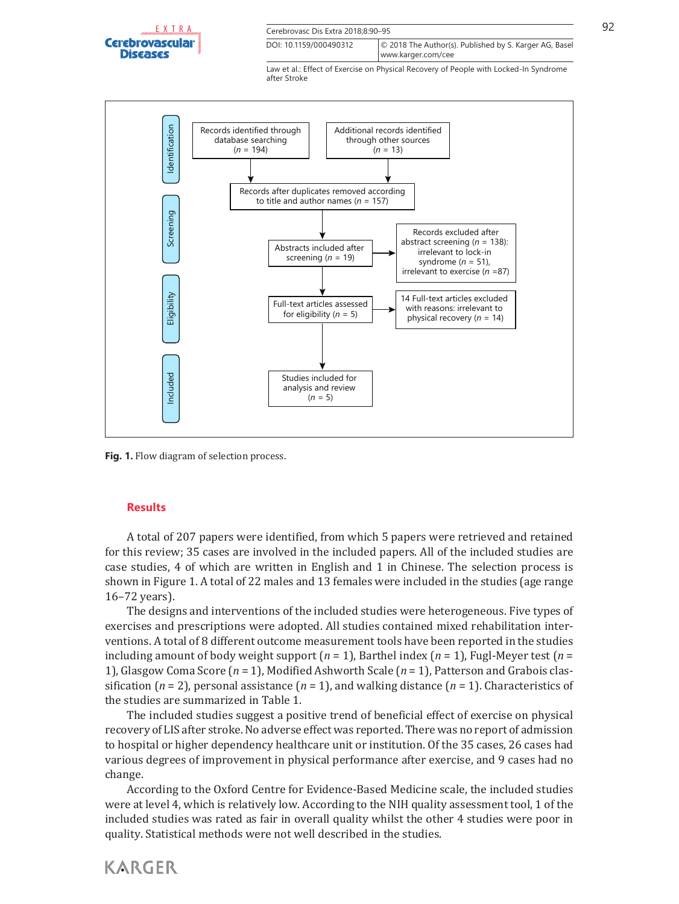Identification

Records identified through database searching ($n$ = 194)

Additional records identified through other sources ($n$ = 13)

Records after duplicates removed according to title and author names ($n$ = 157)

Screening

Abstracts included after screening ($n$ = 19)

Records excluded after abstract screening ($n$ = 138): irrelevant to lock-in syndrome ($n$ = 51), irrelevant to exercise ($n$ =87)

Eligibility

Full-text articles assessed for eligibility ($n$ = 5)

14 Full-text articles excluded with reasons: irrelevant to physical recovery ($n$ = 14)

Included

Studies included for analysis and review ($n$ = 5)

**Fig. 1.** Flow diagram of selection process.

## Results

A total of 207 papers were identified, from which 5 papers were retrieved and retained for this review; 35 cases are involved in the included papers. All of the included studies are case studies, 4 of which are written in English and 1 in Chinese. The selection process is shown in Figure 1. A total of 22 males and 13 females were included in the studies (age range 16–72 years).

The designs and interventions of the included studies were heterogeneous. Five types of exercises and prescriptions were adopted. All studies contained mixed rehabilitation interventions. A total of 8 different outcome measurement tools have been reported in the studies including amount of body weight support ($n$ = 1), Barthel index ($n$ = 1), Fugl-Meyer test ($n$ = 1), Glasgow Coma Score ($n$ = 1), Modified Ashworth Scale ($n$ = 1), Patterson and Grabois classification ($n$ = 2), personal assistance ($n$ = 1), and walking distance ($n$ = 1). Characteristics of the studies are summarized in Table 1.

The included studies suggest a positive trend of beneficial effect of exercise on physical recovery of LIS after stroke. No adverse effect was reported. There was no report of admission to hospital or higher dependency healthcare unit or institution. Of the 35 cases, 26 cases had various degrees of improvement in physical performance after exercise, and 9 cases had no change.

According to the Oxford Centre for Evidence-Based Medicine scale, the included studies were at level 4, which is relatively low. According to the NIH quality assessment tool, 1 of the included studies was rated as fair in overall quality whilst the other 4 studies were poor in quality. Statistical methods were not well described in the studies.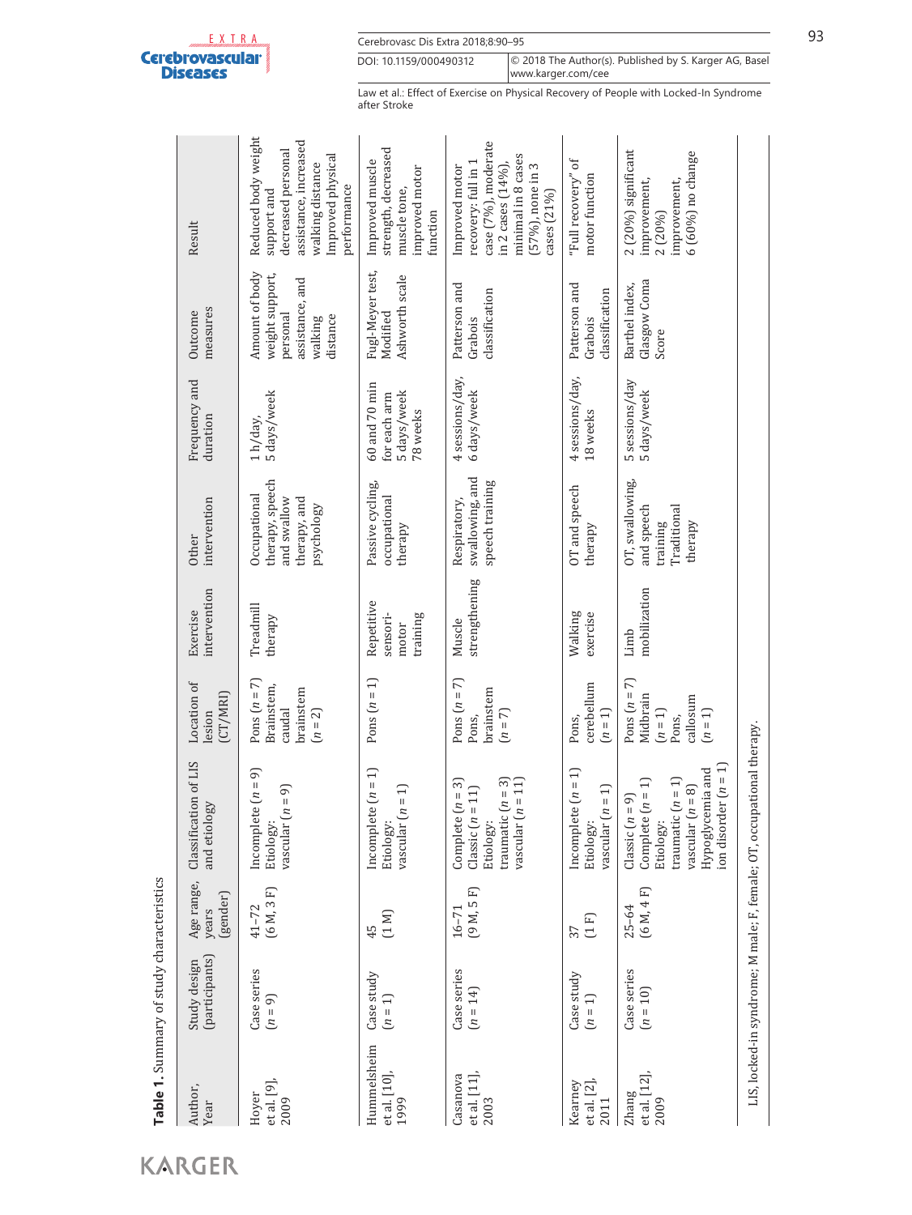**Table 1.** Summary of study characteristics

| Author, Year | Study design (participants) | Age range, years (gender) | Classification of LIS and etiology | Location of lesion (CT/MRI) | Exercise intervention | Other intervention | Frequency and duration | Outcome measures | Result |
|---|---|---|---|---|---|---|---|---|---|
| Hoyer et al. [9], 2009 | Case series (n = 9) | 41–72 (6 M, 3 F) | Incomplete (n = 9) Etiology: vascular (n = 9) | Pons (n = 7) Brainstem, caudal brainstem (n = 2) | Treadmill therapy | Occupational therapy, speech and swallow therapy, and psychology | 1 h/day, 5 days/week | Amount of body weight support, personal assistance, and walking distance | Reduced body weight support and decreased personal assistance, increased walking distance Improved physical performance |
| Hummelsheim et al. [10], 1999 | Case study (n = 1) | 45 (1 M) | Incomplete (n = 1) Etiology: vascular (n = 1) | Pons (n = 1) | Repetitive sensori-motor training | Passive cycling, occupational therapy | 60 and 70 min for each arm 5 days/week 78 weeks | Fugl-Meyer test, Modified Ashworth scale | Improved muscle strength, decreased muscle tone, improved motor function |
| Casanova et al. [11], 2003 | Case series (n = 14) | 16–71 (9 M, 5 F) | Complete (n = 3) Classic (n = 11) Etiology: traumatic (n = 3) vascular (n = 11) | Pons (n = 7) Pons, brainstem (n = 7) | Muscle strengthening | Respiratory, swallowing, and speech training | 4 sessions/day, 6 days/week | Patterson and Grabois classification | Improved motor recovery: full in 1 case (7%), moderate in 2 cases (14%), minimal in 8 cases (57%), none in 3 cases (21%) |
| Kearney et al. [2], 2011 | Case study (n = 1) | 37 (1 F) | Incomplete (n = 1) Etiology: vascular (n = 1) | Pons, cerebellum (n = 1) | Walking exercise | OT and speech therapy | 4 sessions/day, 18 weeks | Patterson and Grabois classification | "Full recovery" of motor function |
| Zhang et al. [12], 2009 | Case series (n = 10) | 25–64 (6 M, 4 F) | Classic (n = 9) Complete (n = 1) Etiology: traumatic (n = 1) vascular (n = 8) Hypoglycemia and ion disorder (n = 1) | Pons (n = 7) Midbrain (n = 1) Pons, callosum (n = 1) | Limb mobilization | OT, swallowing, and speech training Traditional therapy | 5 sessions/day 5 days/week | Barthel index, Glasgow Coma Score | 2 (20%) significant improvement, 2 (20%) improvement, 6 (60%) no change |

LIS, locked-in syndrome; M male; F, female; OT, occupational therapy.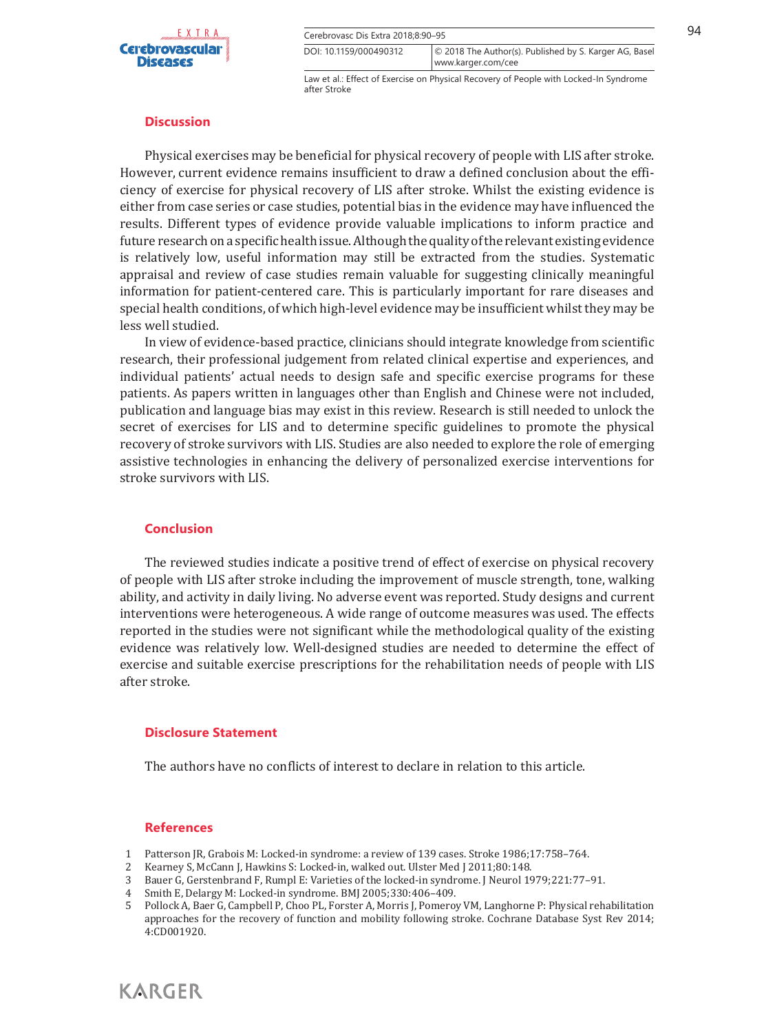## Discussion

Physical exercises may be beneficial for physical recovery of people with LIS after stroke. However, current evidence remains insufficient to draw a defined conclusion about the efficiency of exercise for physical recovery of LIS after stroke. Whilst the existing evidence is either from case series or case studies, potential bias in the evidence may have influenced the results. Different types of evidence provide valuable implications to inform practice and future research on a specific health issue. Although the quality of the relevant existing evidence is relatively low, useful information may still be extracted from the studies. Systematic appraisal and review of case studies remain valuable for suggesting clinically meaningful information for patient-centered care. This is particularly important for rare diseases and special health conditions, of which high-level evidence may be insufficient whilst they may be less well studied.

In view of evidence-based practice, clinicians should integrate knowledge from scientific research, their professional judgement from related clinical expertise and experiences, and individual patients' actual needs to design safe and specific exercise programs for these patients. As papers written in languages other than English and Chinese were not included, publication and language bias may exist in this review. Research is still needed to unlock the secret of exercises for LIS and to determine specific guidelines to promote the physical recovery of stroke survivors with LIS. Studies are also needed to explore the role of emerging assistive technologies in enhancing the delivery of personalized exercise interventions for stroke survivors with LIS.

## Conclusion

The reviewed studies indicate a positive trend of effect of exercise on physical recovery of people with LIS after stroke including the improvement of muscle strength, tone, walking ability, and activity in daily living. No adverse event was reported. Study designs and current interventions were heterogeneous. A wide range of outcome measures was used. The effects reported in the studies were not significant while the methodological quality of the existing evidence was relatively low. Well-designed studies are needed to determine the effect of exercise and suitable exercise prescriptions for the rehabilitation needs of people with LIS after stroke.

## Disclosure Statement

The authors have no conflicts of interest to declare in relation to this article.

## References

1. Patterson JR, Grabois M: Locked-in syndrome: a review of 139 cases. Stroke 1986;17:758–764.
2. Kearney S, McCann J, Hawkins S: Locked-in, walked out. Ulster Med J 2011;80:148.
3. Bauer G, Gerstenbrand F, Rumpl E: Varieties of the locked-in syndrome. J Neurol 1979;221:77–91.
4. Smith E, Delargy M: Locked-in syndrome. BMJ 2005;330:406–409.
5. Pollock A, Baer G, Campbell P, Choo PL, Forster A, Morris J, Pomeroy VM, Langhorne P: Physical rehabilitation approaches for the recovery of function and mobility following stroke. Cochrane Database Syst Rev 2014; 4:CD001920.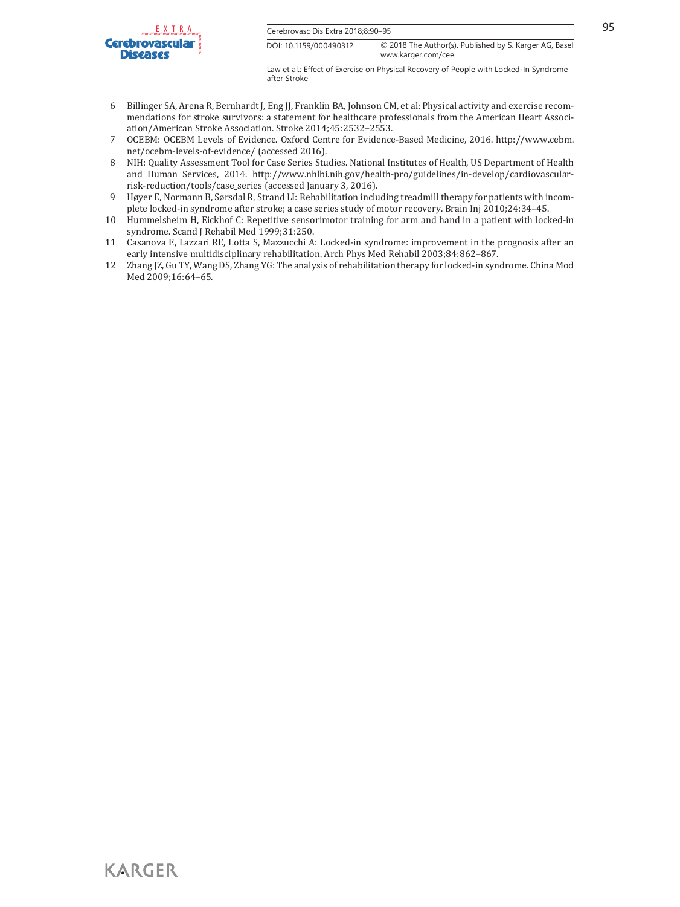6. Billinger SA, Arena R, Bernhardt J, Eng JJ, Franklin BA, Johnson CM, et al: Physical activity and exercise recommendations for stroke survivors: a statement for healthcare professionals from the American Heart Association/American Stroke Association. Stroke 2014;45:2532–2553.
7. OCEBM: OCEBM Levels of Evidence. Oxford Centre for Evidence-Based Medicine, 2016. http://www.cebm.net/ocebm-levels-of-evidence/ (accessed 2016).
8. NIH: Quality Assessment Tool for Case Series Studies. National Institutes of Health, US Department of Health and Human Services, 2014. http://www.nhlbi.nih.gov/health-pro/guidelines/in-develop/cardiovascular-risk-reduction/tools/case_series (accessed January 3, 2016).
9. Høyer E, Normann B, Sørsdal R, Strand LI: Rehabilitation including treadmill therapy for patients with incomplete locked-in syndrome after stroke; a case series study of motor recovery. Brain Inj 2010;24:34–45.
10. Hummelsheim H, Eickhof C: Repetitive sensorimotor training for arm and hand in a patient with locked-in syndrome. Scand J Rehabil Med 1999;31:250.
11. Casanova E, Lazzari RE, Lotta S, Mazzucchi A: Locked-in syndrome: improvement in the prognosis after an early intensive multidisciplinary rehabilitation. Arch Phys Med Rehabil 2003;84:862–867.
12. Zhang JZ, Gu TY, Wang DS, Zhang YG: The analysis of rehabilitation therapy for locked-in syndrome. China Mod Med 2009;16:64–65.